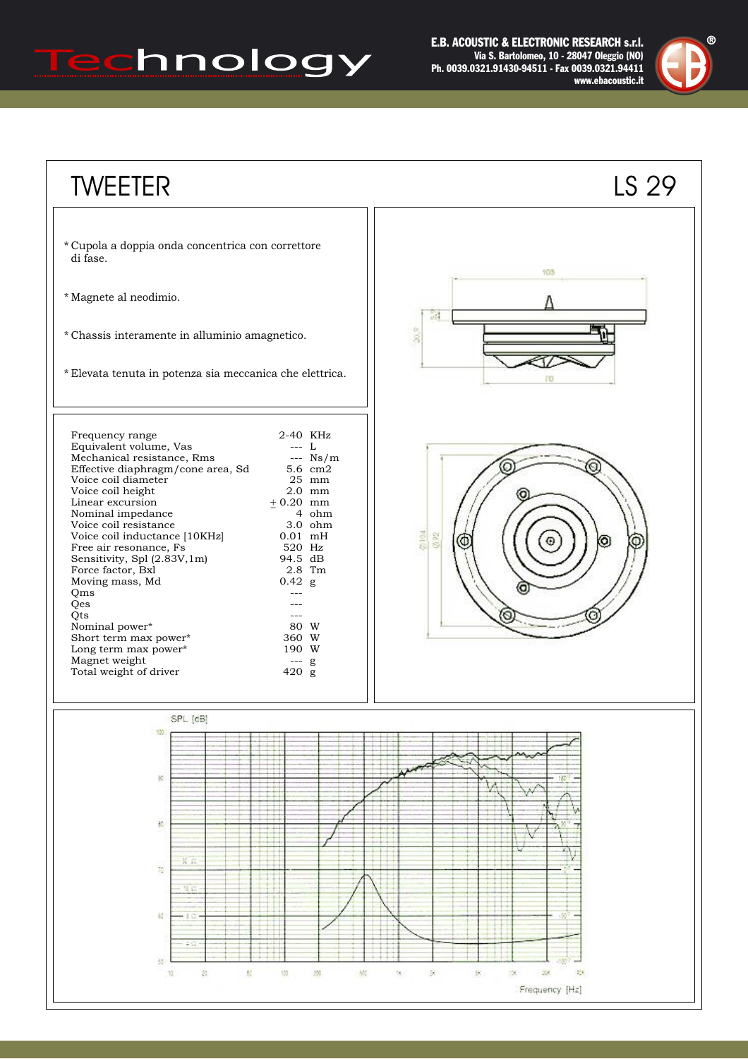# TWEETER

# LS 29

* Cupola a doppia onda concentrica con correttore di fase.
* Magnete al neodimio.
* Chassis interamente in alluminio amagnetico.
* Elevata tenuta in potenza sia meccanica che elettrica.

| | | |
|---|---|---|
| Frequency range | 2-40 | KHz |
| Equivalent volume, Vas | --- | L |
| Mechanical resistance, Rms | --- | Ns/m |
| Effective diaphragm/cone area, Sd | 5.6 | cm2 |
| Voice coil diameter | 25 | mm |
| Voice coil height | 2.0 | mm |
| Linear excursion | ± 0.20 | mm |
| Nominal impedance | 4 | ohm |
| Voice coil resistance | 3.0 | ohm |
| Voice coil inductance [10KHz] | 0.01 | mH |
| Free air resonance, Fs | 520 | Hz |
| Sensitivity, Spl (2.83V,1m) | 94.5 | dB |
| Force factor, Bxl | 2.8 | Tm |
| Moving mass, Md | 0.42 | g |
| Qms | --- | |
| Qes | --- | |
| Qts | --- | |
| Nominal power* | 80 | W |
| Short term max power* | 360 | W |
| Long term max power* | 190 | W |
| Magnet weight | --- | g |
| Total weight of driver | 420 | g |

SPL [dB]

Frequency [Hz]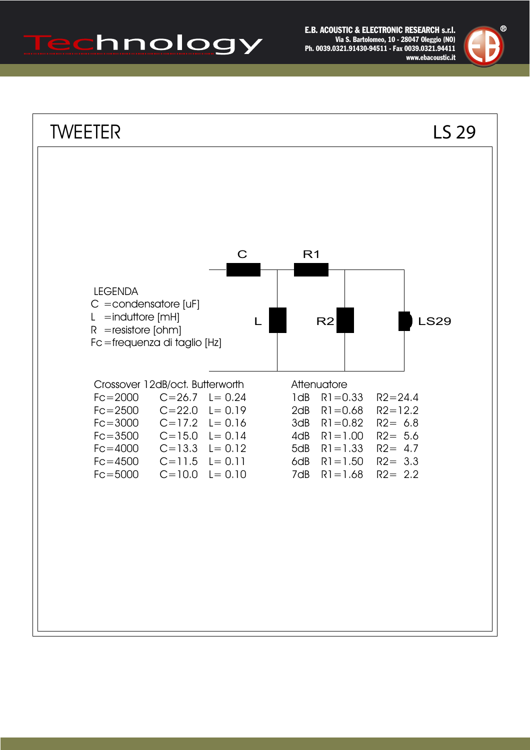# TWEETER

## LS 29

C   R1

L   R2   LS29

LEGENDA
C =condensatore [uF]
L =induttore [mH]
R =resistore [ohm]
Fc =frequenza di taglio [Hz]

| Crossover 12dB/oct. Butterworth | | |
|---|---|---|
| Fc=2000 | C=26.7 | L= 0.24 |
| Fc=2500 | C=22.0 | L= 0.19 |
| Fc=3000 | C=17.2 | L= 0.16 |
| Fc=3500 | C=15.0 | L= 0.14 |
| Fc=4000 | C=13.3 | L= 0.12 |
| Fc=4500 | C=11.5 | L= 0.11 |
| Fc=5000 | C=10.0 | L= 0.10 |

| Attenuatore | | |
|---|---|---|
| 1dB | R1=0.33 | R2=24.4 |
| 2dB | R1=0.68 | R2=12.2 |
| 3dB | R1=0.82 | R2= 6.8 |
| 4dB | R1=1.00 | R2= 5.6 |
| 5dB | R1=1.33 | R2= 4.7 |
| 6dB | R1=1.50 | R2= 3.3 |
| 7dB | R1=1.68 | R2= 2.2 |